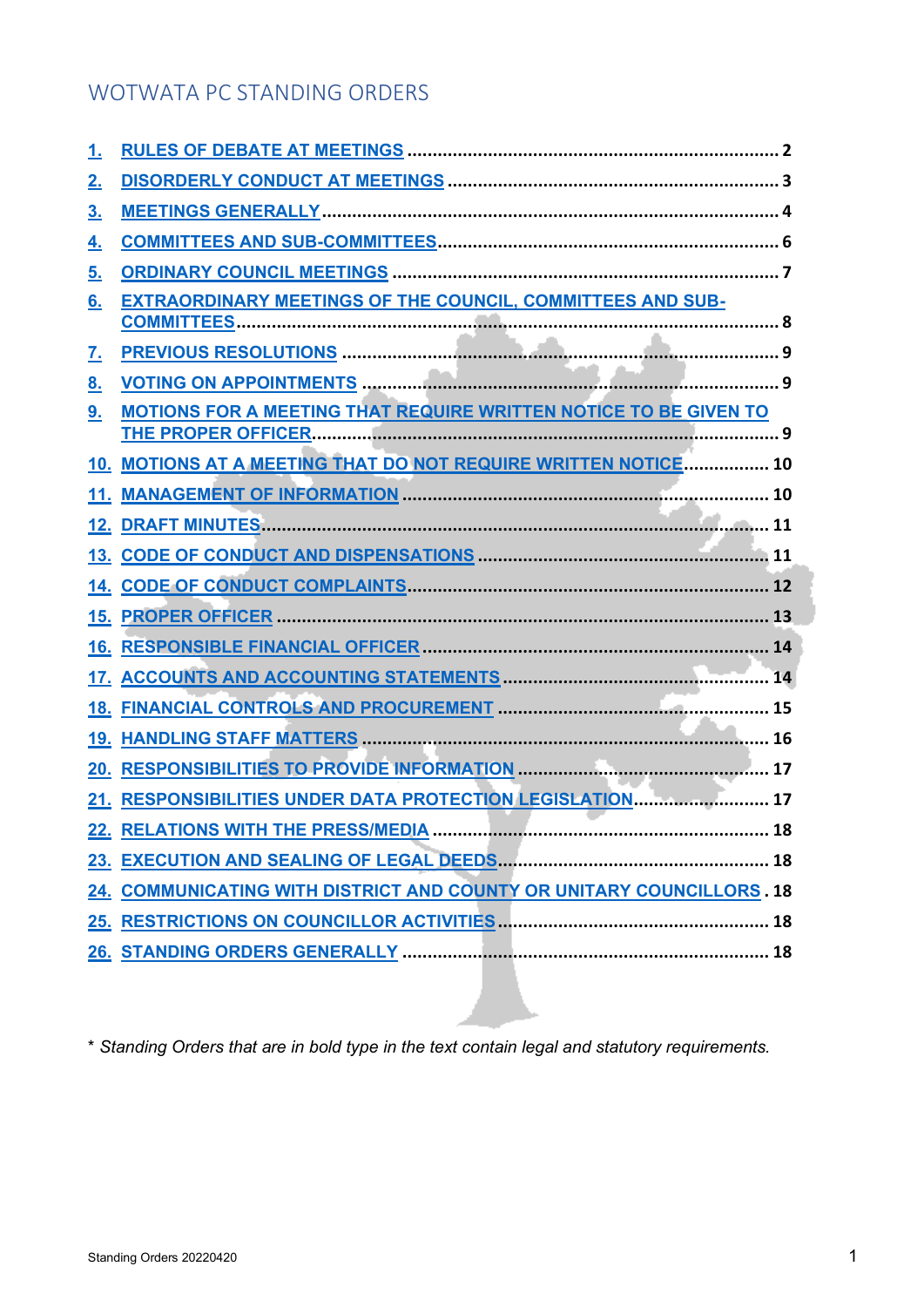# WOTWATA PC STANDING ORDERS

1. RULES OF DEBATE AT MEETINGS ........ 2
2. DISORDERLY CONDUCT AT MEETINGS ........ 3
3. MEETINGS GENERALLY ........ 4
4. COMMITTEES AND SUB-COMMITTEES ........ 6
5. ORDINARY COUNCIL MEETINGS ........ 7
6. EXTRAORDINARY MEETINGS OF THE COUNCIL, COMMITTEES AND SUB-COMMITTEES ........ 8
7. PREVIOUS RESOLUTIONS ........ 9
8. VOTING ON APPOINTMENTS ........ 9
9. MOTIONS FOR A MEETING THAT REQUIRE WRITTEN NOTICE TO BE GIVEN TO THE PROPER OFFICER ........ 9
10. MOTIONS AT A MEETING THAT DO NOT REQUIRE WRITTEN NOTICE ........ 10
11. MANAGEMENT OF INFORMATION ........ 10
12. DRAFT MINUTES ........ 11
13. CODE OF CONDUCT AND DISPENSATIONS ........ 11
14. CODE OF CONDUCT COMPLAINTS ........ 12
15. PROPER OFFICER ........ 13
16. RESPONSIBLE FINANCIAL OFFICER ........ 14
17. ACCOUNTS AND ACCOUNTING STATEMENTS ........ 14
18. FINANCIAL CONTROLS AND PROCUREMENT ........ 15
19. HANDLING STAFF MATTERS ........ 16
20. RESPONSIBILITIES TO PROVIDE INFORMATION ........ 17
21. RESPONSIBILITIES UNDER DATA PROTECTION LEGISLATION ........ 17
22. RELATIONS WITH THE PRESS/MEDIA ........ 18
23. EXECUTION AND SEALING OF LEGAL DEEDS ........ 18
24. COMMUNICATING WITH DISTRICT AND COUNTY OR UNITARY COUNCILLORS ........ 18
25. RESTRICTIONS ON COUNCILLOR ACTIVITIES ........ 18
26. STANDING ORDERS GENERALLY ........ 18

\* *Standing Orders that are in bold type in the text contain legal and statutory requirements.*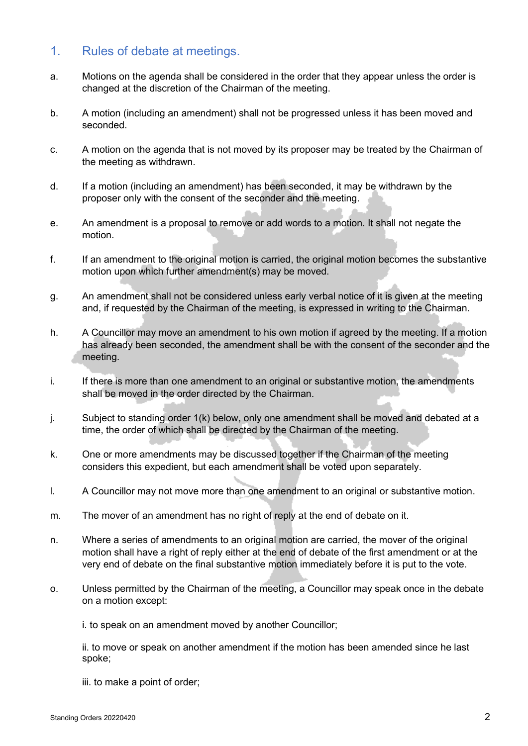## 1. Rules of debate at meetings.

a. Motions on the agenda shall be considered in the order that they appear unless the order is changed at the discretion of the Chairman of the meeting.

b. A motion (including an amendment) shall not be progressed unless it has been moved and seconded.

c. A motion on the agenda that is not moved by its proposer may be treated by the Chairman of the meeting as withdrawn.

d. If a motion (including an amendment) has been seconded, it may be withdrawn by the proposer only with the consent of the seconder and the meeting.

e. An amendment is a proposal to remove or add words to a motion. It shall not negate the motion.

f. If an amendment to the original motion is carried, the original motion becomes the substantive motion upon which further amendment(s) may be moved.

g. An amendment shall not be considered unless early verbal notice of it is given at the meeting and, if requested by the Chairman of the meeting, is expressed in writing to the Chairman.

h. A Councillor may move an amendment to his own motion if agreed by the meeting. If a motion has already been seconded, the amendment shall be with the consent of the seconder and the meeting.

i. If there is more than one amendment to an original or substantive motion, the amendments shall be moved in the order directed by the Chairman.

j. Subject to standing order 1(k) below, only one amendment shall be moved and debated at a time, the order of which shall be directed by the Chairman of the meeting.

k. One or more amendments may be discussed together if the Chairman of the meeting considers this expedient, but each amendment shall be voted upon separately.

l. A Councillor may not move more than one amendment to an original or substantive motion.

m. The mover of an amendment has no right of reply at the end of debate on it.

n. Where a series of amendments to an original motion are carried, the mover of the original motion shall have a right of reply either at the end of debate of the first amendment or at the very end of debate on the final substantive motion immediately before it is put to the vote.

o. Unless permitted by the Chairman of the meeting, a Councillor may speak once in the debate on a motion except:

i. to speak on an amendment moved by another Councillor;

ii. to move or speak on another amendment if the motion has been amended since he last spoke;

iii. to make a point of order;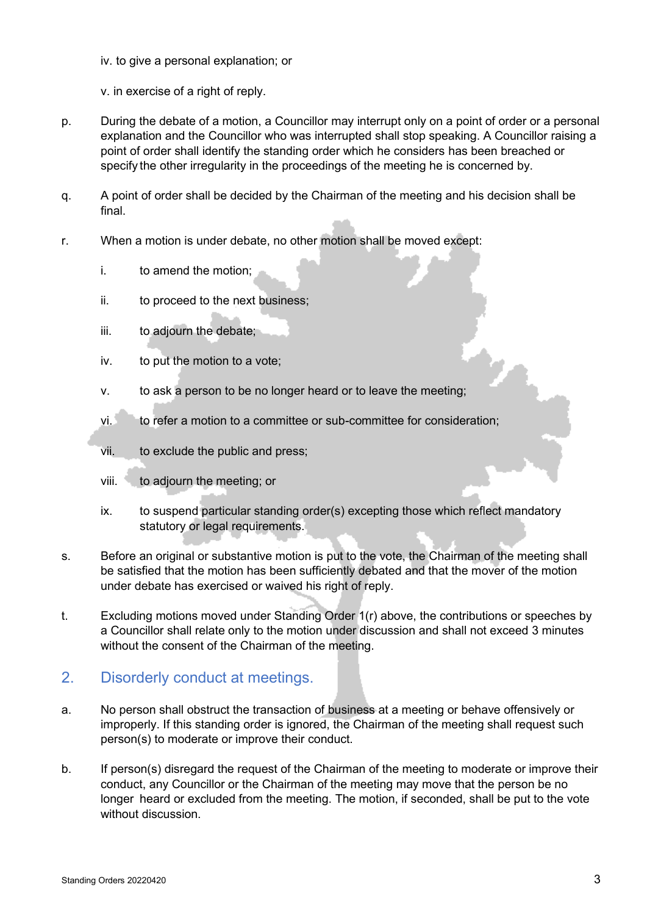iv. to give a personal explanation; or

v. in exercise of a right of reply.

p. During the debate of a motion, a Councillor may interrupt only on a point of order or a personal explanation and the Councillor who was interrupted shall stop speaking. A Councillor raising a point of order shall identify the standing order which he considers has been breached or specify the other irregularity in the proceedings of the meeting he is concerned by.

q. A point of order shall be decided by the Chairman of the meeting and his decision shall be final.

r. When a motion is under debate, no other motion shall be moved except:

   i. to amend the motion;

   ii. to proceed to the next business;

   iii. to adjourn the debate;

   iv. to put the motion to a vote;

   v. to ask a person to be no longer heard or to leave the meeting;

   vi. to refer a motion to a committee or sub-committee for consideration;

   vii. to exclude the public and press;

   viii. to adjourn the meeting; or

   ix. to suspend particular standing order(s) excepting those which reflect mandatory statutory or legal requirements.

s. Before an original or substantive motion is put to the vote, the Chairman of the meeting shall be satisfied that the motion has been sufficiently debated and that the mover of the motion under debate has exercised or waived his right of reply.

t. Excluding motions moved under Standing Order 1(r) above, the contributions or speeches by a Councillor shall relate only to the motion under discussion and shall not exceed 3 minutes without the consent of the Chairman of the meeting.

## 2. Disorderly conduct at meetings.

a. No person shall obstruct the transaction of business at a meeting or behave offensively or improperly. If this standing order is ignored, the Chairman of the meeting shall request such person(s) to moderate or improve their conduct.

b. If person(s) disregard the request of the Chairman of the meeting to moderate or improve their conduct, any Councillor or the Chairman of the meeting may move that the person be no longer heard or excluded from the meeting. The motion, if seconded, shall be put to the vote without discussion.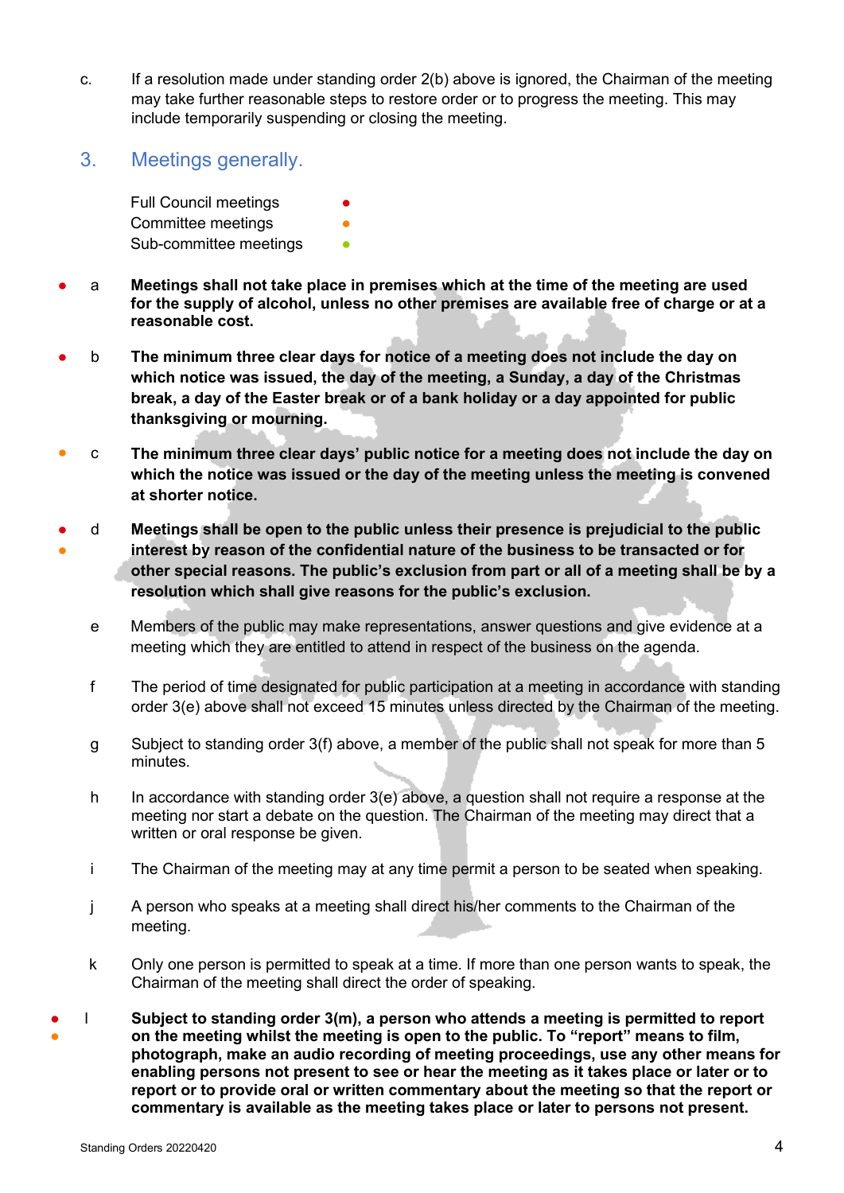c. If a resolution made under standing order 2(b) above is ignored, the Chairman of the meeting may take further reasonable steps to restore order or to progress the meeting. This may include temporarily suspending or closing the meeting.

## 3. Meetings generally.

Full Council meetings ●
Committee meetings ●
Sub-committee meetings ●

● a **Meetings shall not take place in premises which at the time of the meeting are used for the supply of alcohol, unless no other premises are available free of charge or at a reasonable cost.**

● b **The minimum three clear days for notice of a meeting does not include the day on which notice was issued, the day of the meeting, a Sunday, a day of the Christmas break, a day of the Easter break or of a bank holiday or a day appointed for public thanksgiving or mourning.**

● c **The minimum three clear days' public notice for a meeting does not include the day on which the notice was issued or the day of the meeting unless the meeting is convened at shorter notice.**

● ● d **Meetings shall be open to the public unless their presence is prejudicial to the public interest by reason of the confidential nature of the business to be transacted or for other special reasons. The public's exclusion from part or all of a meeting shall be by a resolution which shall give reasons for the public's exclusion.**

e Members of the public may make representations, answer questions and give evidence at a meeting which they are entitled to attend in respect of the business on the agenda.

f The period of time designated for public participation at a meeting in accordance with standing order 3(e) above shall not exceed 15 minutes unless directed by the Chairman of the meeting.

g Subject to standing order 3(f) above, a member of the public shall not speak for more than 5 minutes.

h In accordance with standing order 3(e) above, a question shall not require a response at the meeting nor start a debate on the question. The Chairman of the meeting may direct that a written or oral response be given.

i The Chairman of the meeting may at any time permit a person to be seated when speaking.

j A person who speaks at a meeting shall direct his/her comments to the Chairman of the meeting.

k Only one person is permitted to speak at a time. If more than one person wants to speak, the Chairman of the meeting shall direct the order of speaking.

● ● l **Subject to standing order 3(m), a person who attends a meeting is permitted to report on the meeting whilst the meeting is open to the public. To "report" means to film, photograph, make an audio recording of meeting proceedings, use any other means for enabling persons not present to see or hear the meeting as it takes place or later or to report or to provide oral or written commentary about the meeting so that the report or commentary is available as the meeting takes place or later to persons not present.**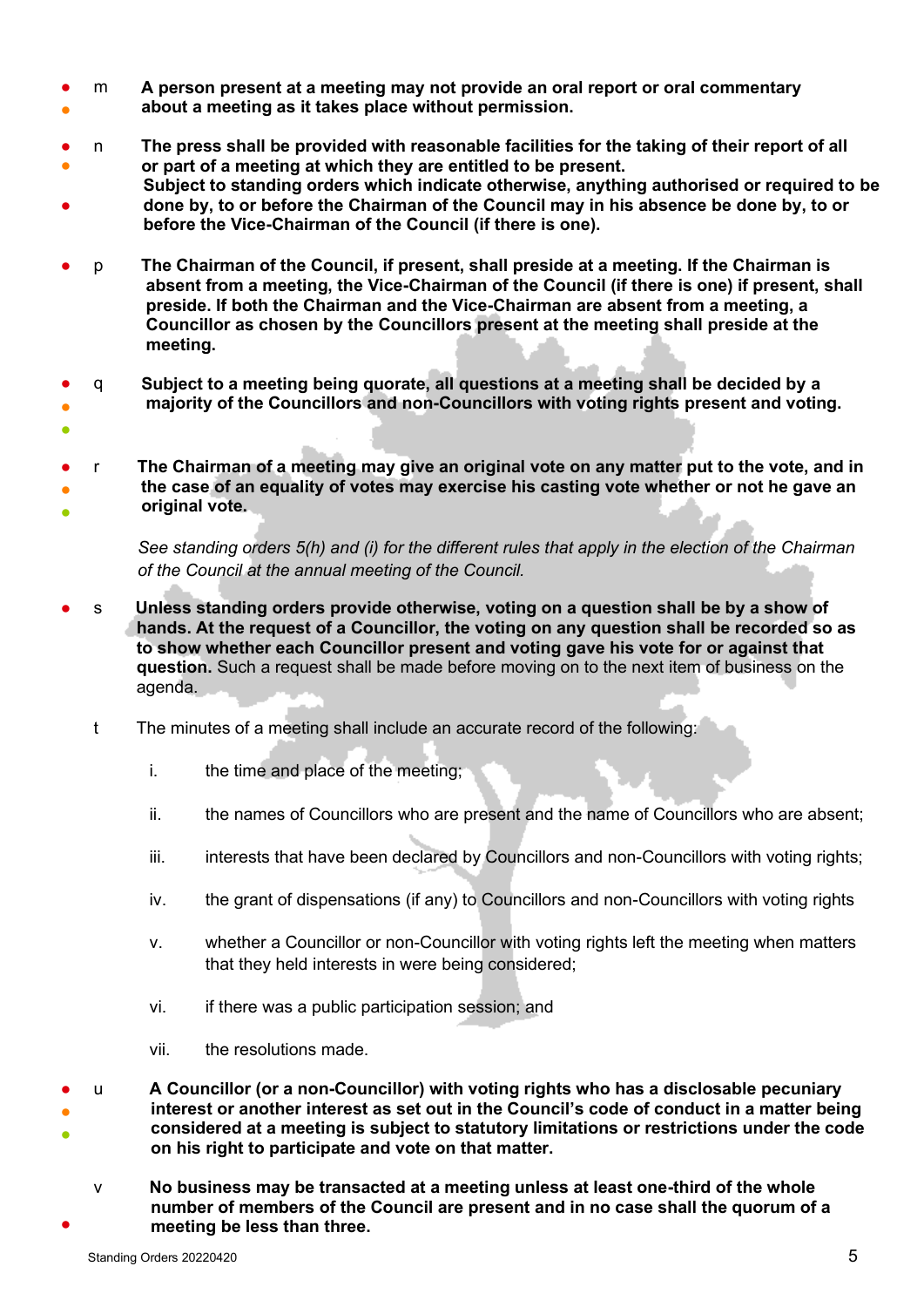m **A person present at a meeting may not provide an oral report or oral commentary about a meeting as it takes place without permission.**

n **The press shall be provided with reasonable facilities for the taking of their report of all or part of a meeting at which they are entitled to be present.**
**Subject to standing orders which indicate otherwise, anything authorised or required to be done by, to or before the Chairman of the Council may in his absence be done by, to or before the Vice-Chairman of the Council (if there is one).**

p **The Chairman of the Council, if present, shall preside at a meeting. If the Chairman is absent from a meeting, the Vice-Chairman of the Council (if there is one) if present, shall preside. If both the Chairman and the Vice-Chairman are absent from a meeting, a Councillor as chosen by the Councillors present at the meeting shall preside at the meeting.**

q **Subject to a meeting being quorate, all questions at a meeting shall be decided by a majority of the Councillors and non-Councillors with voting rights present and voting.**

r **The Chairman of a meeting may give an original vote on any matter put to the vote, and in the case of an equality of votes may exercise his casting vote whether or not he gave an original vote.**

*See standing orders 5(h) and (i) for the different rules that apply in the election of the Chairman of the Council at the annual meeting of the Council.*

s **Unless standing orders provide otherwise, voting on a question shall be by a show of hands. At the request of a Councillor, the voting on any question shall be recorded so as to show whether each Councillor present and voting gave his vote for or against that question.** Such a request shall be made before moving on to the next item of business on the agenda.

t The minutes of a meeting shall include an accurate record of the following:

i. the time and place of the meeting;

ii. the names of Councillors who are present and the name of Councillors who are absent;

iii. interests that have been declared by Councillors and non-Councillors with voting rights;

iv. the grant of dispensations (if any) to Councillors and non-Councillors with voting rights

v. whether a Councillor or non-Councillor with voting rights left the meeting when matters that they held interests in were being considered;

vi. if there was a public participation session; and

vii. the resolutions made.

u **A Councillor (or a non-Councillor) with voting rights who has a disclosable pecuniary interest or another interest as set out in the Council's code of conduct in a matter being considered at a meeting is subject to statutory limitations or restrictions under the code on his right to participate and vote on that matter.**

v **No business may be transacted at a meeting unless at least one-third of the whole number of members of the Council are present and in no case shall the quorum of a meeting be less than three.**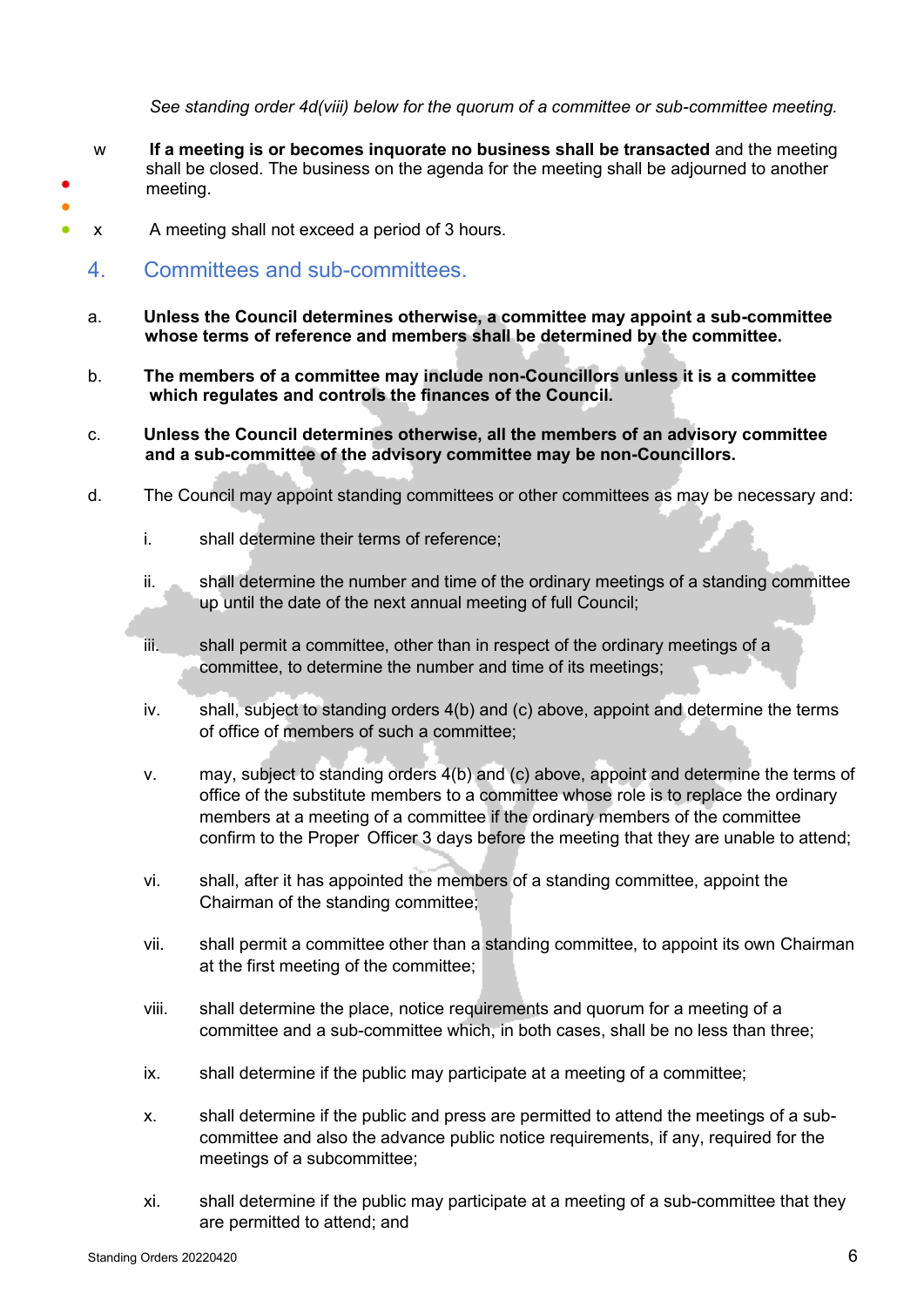*See standing order 4d(viii) below for the quorum of a committee or sub-committee meeting.*

w **If a meeting is or becomes inquorate no business shall be transacted** and the meeting shall be closed. The business on the agenda for the meeting shall be adjourned to another meeting.

x A meeting shall not exceed a period of 3 hours.

## 4. Committees and sub-committees.

a. **Unless the Council determines otherwise, a committee may appoint a sub-committee whose terms of reference and members shall be determined by the committee.**

b. **The members of a committee may include non-Councillors unless it is a committee which regulates and controls the finances of the Council.**

c. **Unless the Council determines otherwise, all the members of an advisory committee and a sub-committee of the advisory committee may be non-Councillors.**

d. The Council may appoint standing committees or other committees as may be necessary and:

i. shall determine their terms of reference;

ii. shall determine the number and time of the ordinary meetings of a standing committee up until the date of the next annual meeting of full Council;

iii. shall permit a committee, other than in respect of the ordinary meetings of a committee, to determine the number and time of its meetings;

iv. shall, subject to standing orders 4(b) and (c) above, appoint and determine the terms of office of members of such a committee;

v. may, subject to standing orders 4(b) and (c) above, appoint and determine the terms of office of the substitute members to a committee whose role is to replace the ordinary members at a meeting of a committee if the ordinary members of the committee confirm to the Proper Officer 3 days before the meeting that they are unable to attend;

vi. shall, after it has appointed the members of a standing committee, appoint the Chairman of the standing committee;

vii. shall permit a committee other than a standing committee, to appoint its own Chairman at the first meeting of the committee;

viii. shall determine the place, notice requirements and quorum for a meeting of a committee and a sub-committee which, in both cases, shall be no less than three;

ix. shall determine if the public may participate at a meeting of a committee;

x. shall determine if the public and press are permitted to attend the meetings of a sub-committee and also the advance public notice requirements, if any, required for the meetings of a subcommittee;

xi. shall determine if the public may participate at a meeting of a sub-committee that they are permitted to attend; and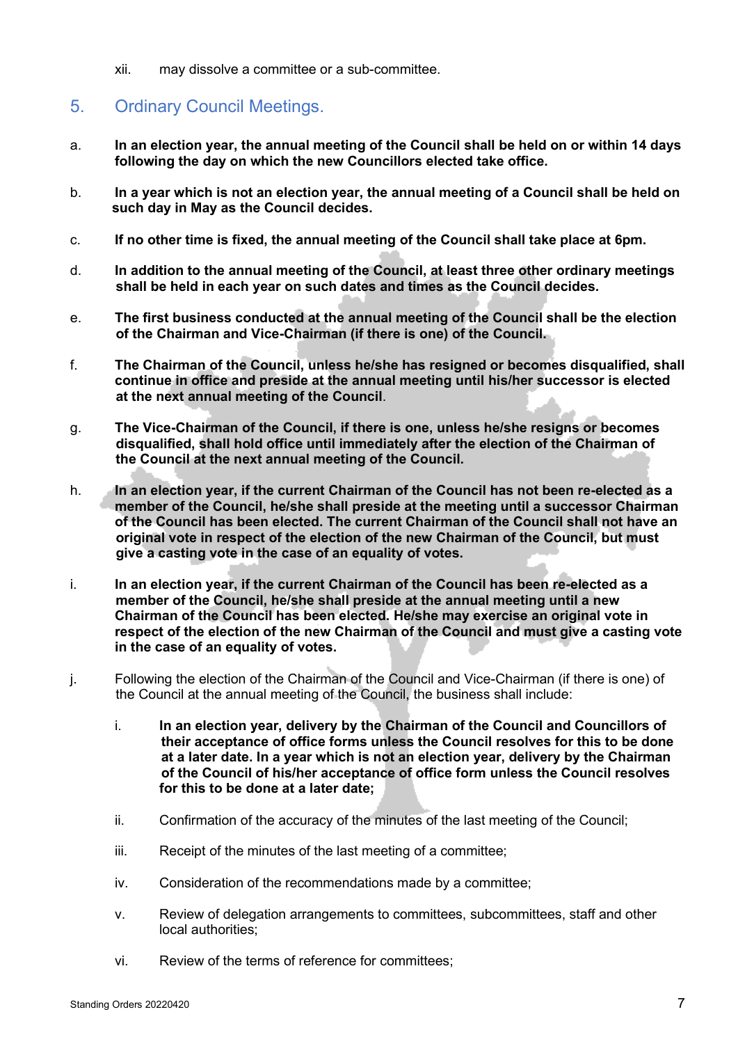xii. may dissolve a committee or a sub-committee.

## 5. Ordinary Council Meetings.

a. **In an election year, the annual meeting of the Council shall be held on or within 14 days following the day on which the new Councillors elected take office.**

b. **In a year which is not an election year, the annual meeting of a Council shall be held on such day in May as the Council decides.**

c. **If no other time is fixed, the annual meeting of the Council shall take place at 6pm.**

d. **In addition to the annual meeting of the Council, at least three other ordinary meetings shall be held in each year on such dates and times as the Council decides.**

e. **The first business conducted at the annual meeting of the Council shall be the election of the Chairman and Vice-Chairman (if there is one) of the Council.**

f. **The Chairman of the Council, unless he/she has resigned or becomes disqualified, shall continue in office and preside at the annual meeting until his/her successor is elected at the next annual meeting of the Council**.

g. **The Vice-Chairman of the Council, if there is one, unless he/she resigns or becomes disqualified, shall hold office until immediately after the election of the Chairman of the Council at the next annual meeting of the Council.**

h. **In an election year, if the current Chairman of the Council has not been re-elected as a member of the Council, he/she shall preside at the meeting until a successor Chairman of the Council has been elected. The current Chairman of the Council shall not have an original vote in respect of the election of the new Chairman of the Council, but must give a casting vote in the case of an equality of votes.**

i. **In an election year, if the current Chairman of the Council has been re-elected as a member of the Council, he/she shall preside at the annual meeting until a new Chairman of the Council has been elected. He/she may exercise an original vote in respect of the election of the new Chairman of the Council and must give a casting vote in the case of an equality of votes.**

j. Following the election of the Chairman of the Council and Vice-Chairman (if there is one) of the Council at the annual meeting of the Council, the business shall include:

   i. **In an election year, delivery by the Chairman of the Council and Councillors of their acceptance of office forms unless the Council resolves for this to be done at a later date. In a year which is not an election year, delivery by the Chairman of the Council of his/her acceptance of office form unless the Council resolves for this to be done at a later date;**

   ii. Confirmation of the accuracy of the minutes of the last meeting of the Council;

   iii. Receipt of the minutes of the last meeting of a committee;

   iv. Consideration of the recommendations made by a committee;

   v. Review of delegation arrangements to committees, subcommittees, staff and other local authorities;

   vi. Review of the terms of reference for committees;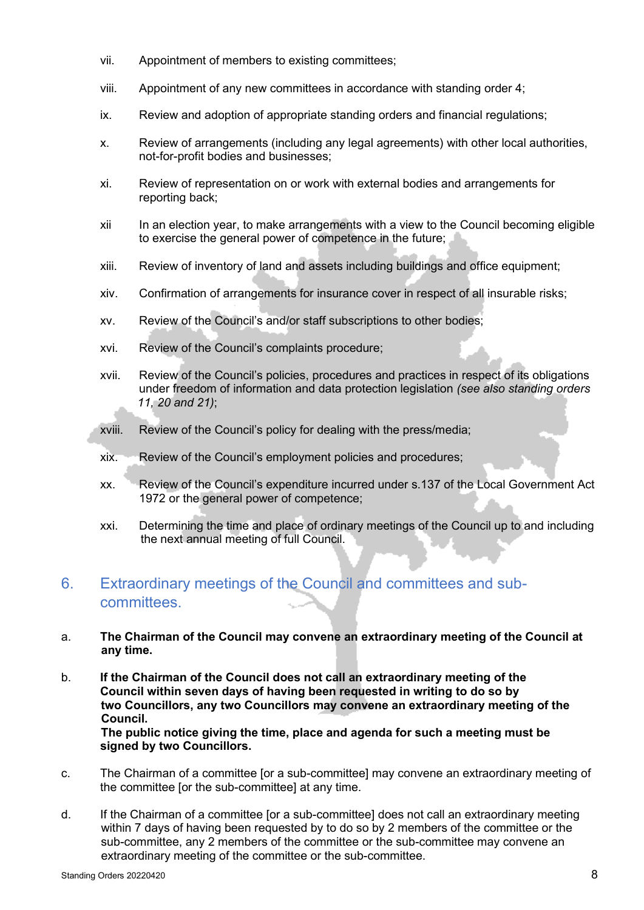vii. Appointment of members to existing committees;

viii. Appointment of any new committees in accordance with standing order 4;

ix. Review and adoption of appropriate standing orders and financial regulations;

x. Review of arrangements (including any legal agreements) with other local authorities, not-for-profit bodies and businesses;

xi. Review of representation on or work with external bodies and arrangements for reporting back;

xii In an election year, to make arrangements with a view to the Council becoming eligible to exercise the general power of competence in the future;

xiii. Review of inventory of land and assets including buildings and office equipment;

xiv. Confirmation of arrangements for insurance cover in respect of all insurable risks;

xv. Review of the Council's and/or staff subscriptions to other bodies;

xvi. Review of the Council's complaints procedure;

xvii. Review of the Council's policies, procedures and practices in respect of its obligations under freedom of information and data protection legislation *(see also standing orders 11, 20 and 21)*;

xviii. Review of the Council's policy for dealing with the press/media;

xix. Review of the Council's employment policies and procedures;

xx. Review of the Council's expenditure incurred under s.137 of the Local Government Act 1972 or the general power of competence;

xxi. Determining the time and place of ordinary meetings of the Council up to and including the next annual meeting of full Council.

## 6. Extraordinary meetings of the Council and committees and sub-committees.

a. **The Chairman of the Council may convene an extraordinary meeting of the Council at any time.**

b. **If the Chairman of the Council does not call an extraordinary meeting of the Council within seven days of having been requested in writing to do so by two Councillors, any two Councillors may convene an extraordinary meeting of the Council.**
**The public notice giving the time, place and agenda for such a meeting must be signed by two Councillors.**

c. The Chairman of a committee [or a sub-committee] may convene an extraordinary meeting of the committee [or the sub-committee] at any time.

d. If the Chairman of a committee [or a sub-committee] does not call an extraordinary meeting within 7 days of having been requested by to do so by 2 members of the committee or the sub-committee, any 2 members of the committee or the sub-committee may convene an extraordinary meeting of the committee or the sub-committee.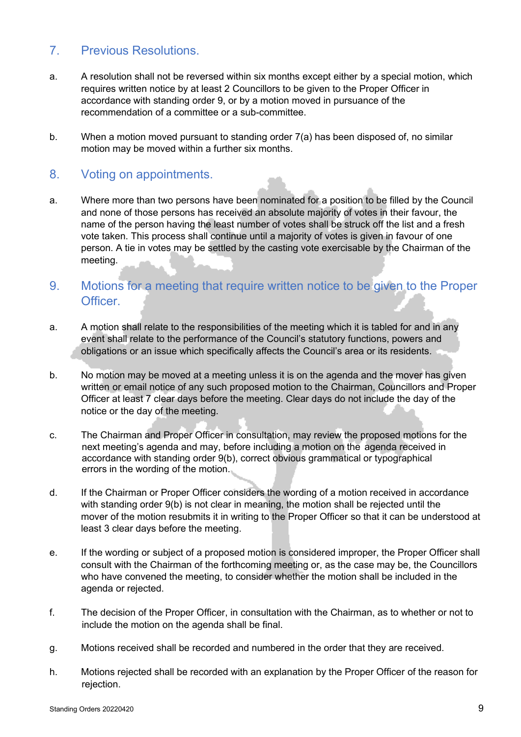## 7. Previous Resolutions.

a. A resolution shall not be reversed within six months except either by a special motion, which requires written notice by at least 2 Councillors to be given to the Proper Officer in accordance with standing order 9, or by a motion moved in pursuance of the recommendation of a committee or a sub-committee.

b. When a motion moved pursuant to standing order 7(a) has been disposed of, no similar motion may be moved within a further six months.

## 8. Voting on appointments.

a. Where more than two persons have been nominated for a position to be filled by the Council and none of those persons has received an absolute majority of votes in their favour, the name of the person having the least number of votes shall be struck off the list and a fresh vote taken. This process shall continue until a majority of votes is given in favour of one person. A tie in votes may be settled by the casting vote exercisable by the Chairman of the meeting.

## 9. Motions for a meeting that require written notice to be given to the Proper Officer.

a. A motion shall relate to the responsibilities of the meeting which it is tabled for and in any event shall relate to the performance of the Council's statutory functions, powers and obligations or an issue which specifically affects the Council's area or its residents.

b. No motion may be moved at a meeting unless it is on the agenda and the mover has given written or email notice of any such proposed motion to the Chairman, Councillors and Proper Officer at least 7 clear days before the meeting. Clear days do not include the day of the notice or the day of the meeting.

c. The Chairman and Proper Officer in consultation, may review the proposed motions for the next meeting's agenda and may, before including a motion on the agenda received in accordance with standing order 9(b), correct obvious grammatical or typographical errors in the wording of the motion.

d. If the Chairman or Proper Officer considers the wording of a motion received in accordance with standing order 9(b) is not clear in meaning, the motion shall be rejected until the mover of the motion resubmits it in writing to the Proper Officer so that it can be understood at least 3 clear days before the meeting.

e. If the wording or subject of a proposed motion is considered improper, the Proper Officer shall consult with the Chairman of the forthcoming meeting or, as the case may be, the Councillors who have convened the meeting, to consider whether the motion shall be included in the agenda or rejected.

f. The decision of the Proper Officer, in consultation with the Chairman, as to whether or not to include the motion on the agenda shall be final.

g. Motions received shall be recorded and numbered in the order that they are received.

h. Motions rejected shall be recorded with an explanation by the Proper Officer of the reason for rejection.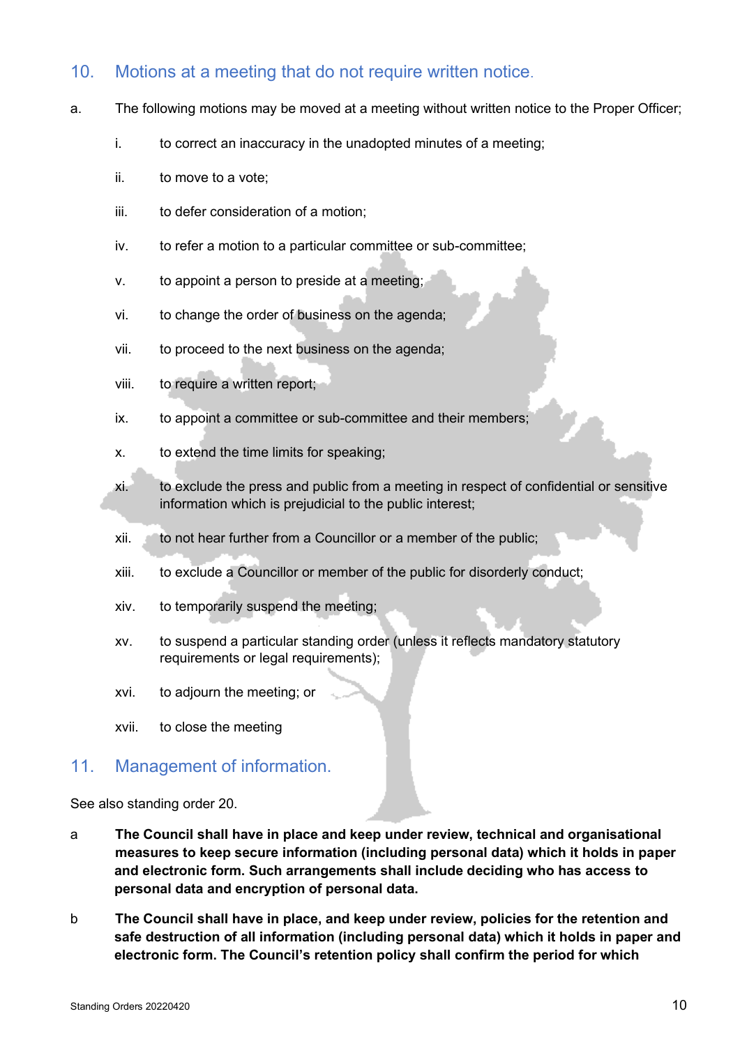## 10. Motions at a meeting that do not require written notice.

a. The following motions may be moved at a meeting without written notice to the Proper Officer;

   i. to correct an inaccuracy in the unadopted minutes of a meeting;

   ii. to move to a vote;

   iii. to defer consideration of a motion;

   iv. to refer a motion to a particular committee or sub-committee;

   v. to appoint a person to preside at a meeting;

   vi. to change the order of business on the agenda;

   vii. to proceed to the next business on the agenda;

   viii. to require a written report;

   ix. to appoint a committee or sub-committee and their members;

   x. to extend the time limits for speaking;

   xi. to exclude the press and public from a meeting in respect of confidential or sensitive information which is prejudicial to the public interest;

   xii. to not hear further from a Councillor or a member of the public;

   xiii. to exclude a Councillor or member of the public for disorderly conduct;

   xiv. to temporarily suspend the meeting;

   xv. to suspend a particular standing order (unless it reflects mandatory statutory requirements or legal requirements);

   xvi. to adjourn the meeting; or

   xvii. to close the meeting

## 11. Management of information.

See also standing order 20.

a **The Council shall have in place and keep under review, technical and organisational measures to keep secure information (including personal data) which it holds in paper and electronic form. Such arrangements shall include deciding who has access to personal data and encryption of personal data.**

b **The Council shall have in place, and keep under review, policies for the retention and safe destruction of all information (including personal data) which it holds in paper and electronic form. The Council's retention policy shall confirm the period for which**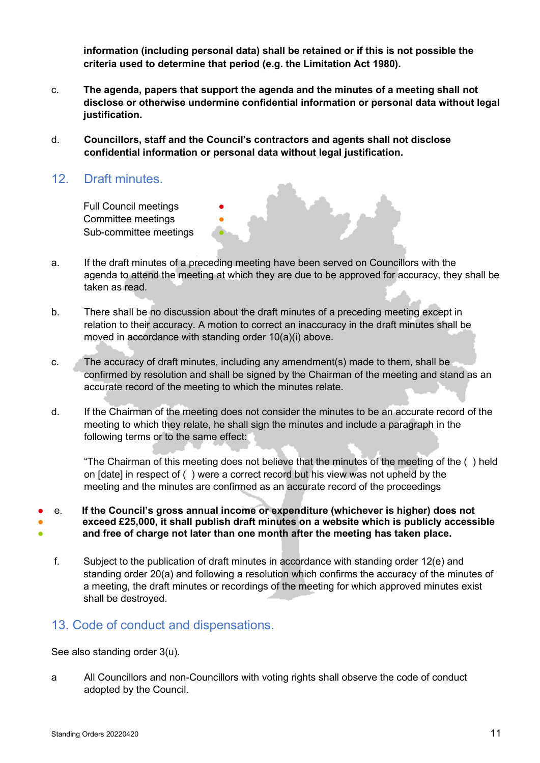**information (including personal data) shall be retained or if this is not possible the criteria used to determine that period (e.g. the Limitation Act 1980).**

c. **The agenda, papers that support the agenda and the minutes of a meeting shall not disclose or otherwise undermine confidential information or personal data without legal justification.**

d. **Councillors, staff and the Council's contractors and agents shall not disclose confidential information or personal data without legal justification.**

## 12. Draft minutes.

Full Council meetings ●
Committee meetings ●
Sub-committee meetings ●

a. If the draft minutes of a preceding meeting have been served on Councillors with the agenda to attend the meeting at which they are due to be approved for accuracy, they shall be taken as read.

b. There shall be no discussion about the draft minutes of a preceding meeting except in relation to their accuracy. A motion to correct an inaccuracy in the draft minutes shall be moved in accordance with standing order 10(a)(i) above.

c. The accuracy of draft minutes, including any amendment(s) made to them, shall be confirmed by resolution and shall be signed by the Chairman of the meeting and stand as an accurate record of the meeting to which the minutes relate.

d. If the Chairman of the meeting does not consider the minutes to be an accurate record of the meeting to which they relate, he shall sign the minutes and include a paragraph in the following terms or to the same effect:

"The Chairman of this meeting does not believe that the minutes of the meeting of the ( ) held on [date] in respect of ( ) were a correct record but his view was not upheld by the meeting and the minutes are confirmed as an accurate record of the proceedings

● ● ● e. **If the Council's gross annual income or expenditure (whichever is higher) does not exceed £25,000, it shall publish draft minutes on a website which is publicly accessible and free of charge not later than one month after the meeting has taken place.**

f. Subject to the publication of draft minutes in accordance with standing order 12(e) and standing order 20(a) and following a resolution which confirms the accuracy of the minutes of a meeting, the draft minutes or recordings of the meeting for which approved minutes exist shall be destroyed.

## 13. Code of conduct and dispensations.

See also standing order 3(u).

a All Councillors and non-Councillors with voting rights shall observe the code of conduct adopted by the Council.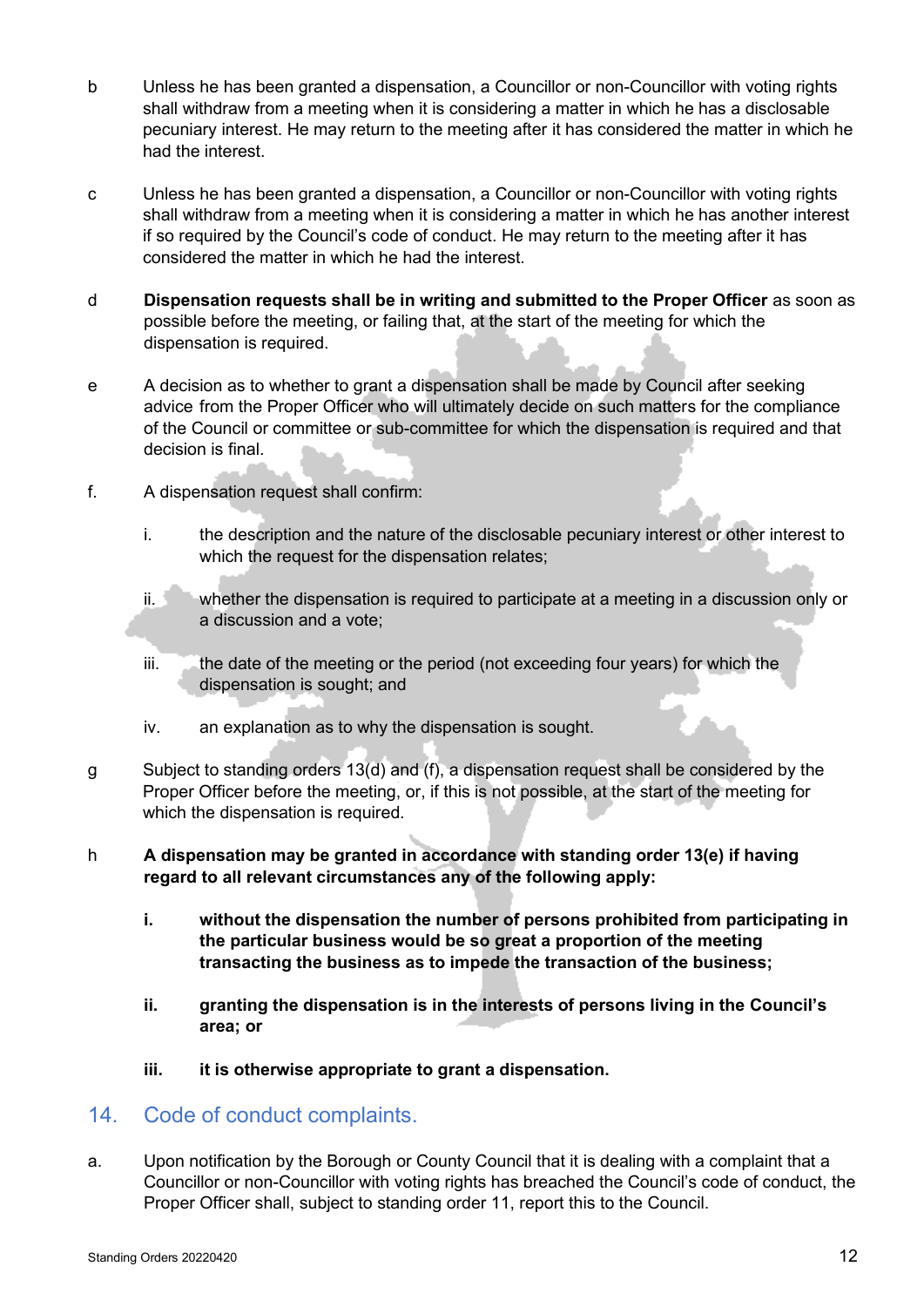b Unless he has been granted a dispensation, a Councillor or non-Councillor with voting rights shall withdraw from a meeting when it is considering a matter in which he has a disclosable pecuniary interest. He may return to the meeting after it has considered the matter in which he had the interest.

c Unless he has been granted a dispensation, a Councillor or non-Councillor with voting rights shall withdraw from a meeting when it is considering a matter in which he has another interest if so required by the Council's code of conduct. He may return to the meeting after it has considered the matter in which he had the interest.

d **Dispensation requests shall be in writing and submitted to the Proper Officer** as soon as possible before the meeting, or failing that, at the start of the meeting for which the dispensation is required.

e A decision as to whether to grant a dispensation shall be made by Council after seeking advice from the Proper Officer who will ultimately decide on such matters for the compliance of the Council or committee or sub-committee for which the dispensation is required and that decision is final.

f. A dispensation request shall confirm:

   i. the description and the nature of the disclosable pecuniary interest or other interest to which the request for the dispensation relates;

   ii. whether the dispensation is required to participate at a meeting in a discussion only or a discussion and a vote;

   iii. the date of the meeting or the period (not exceeding four years) for which the dispensation is sought; and

   iv. an explanation as to why the dispensation is sought.

g Subject to standing orders 13(d) and (f), a dispensation request shall be considered by the Proper Officer before the meeting, or, if this is not possible, at the start of the meeting for which the dispensation is required.

h **A dispensation may be granted in accordance with standing order 13(e) if having regard to all relevant circumstances any of the following apply:**

   **i. without the dispensation the number of persons prohibited from participating in the particular business would be so great a proportion of the meeting transacting the business as to impede the transaction of the business;**

   **ii. granting the dispensation is in the interests of persons living in the Council's area; or**

   **iii. it is otherwise appropriate to grant a dispensation.**

## 14. Code of conduct complaints.

a. Upon notification by the Borough or County Council that it is dealing with a complaint that a Councillor or non-Councillor with voting rights has breached the Council's code of conduct, the Proper Officer shall, subject to standing order 11, report this to the Council.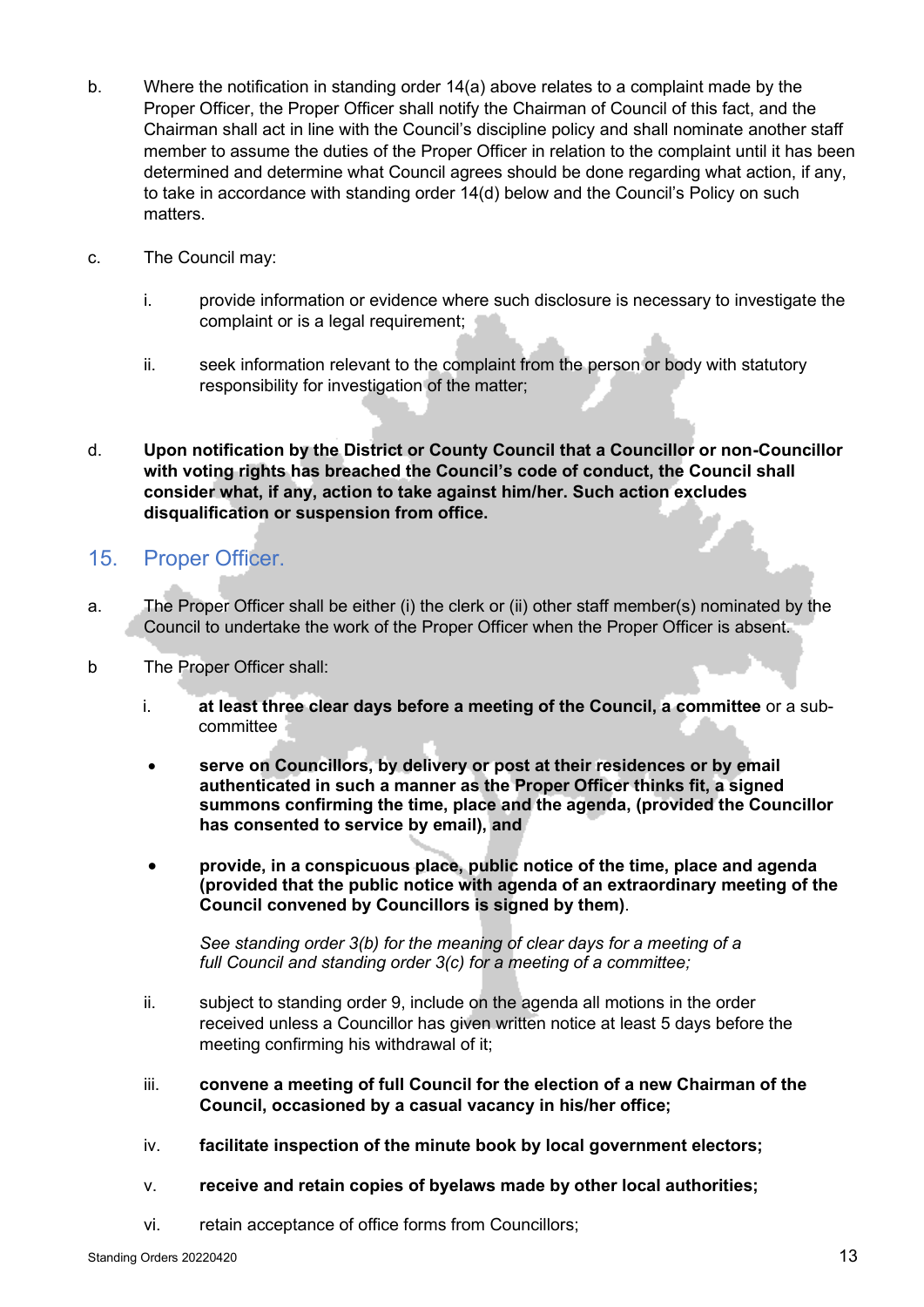b. Where the notification in standing order 14(a) above relates to a complaint made by the Proper Officer, the Proper Officer shall notify the Chairman of Council of this fact, and the Chairman shall act in line with the Council's discipline policy and shall nominate another staff member to assume the duties of the Proper Officer in relation to the complaint until it has been determined and determine what Council agrees should be done regarding what action, if any, to take in accordance with standing order 14(d) below and the Council's Policy on such matters.

c. The Council may:

   i. provide information or evidence where such disclosure is necessary to investigate the complaint or is a legal requirement;

   ii. seek information relevant to the complaint from the person or body with statutory responsibility for investigation of the matter;

d. **Upon notification by the District or County Council that a Councillor or non-Councillor with voting rights has breached the Council's code of conduct, the Council shall consider what, if any, action to take against him/her. Such action excludes disqualification or suspension from office.**

## 15. Proper Officer.

a. The Proper Officer shall be either (i) the clerk or (ii) other staff member(s) nominated by the Council to undertake the work of the Proper Officer when the Proper Officer is absent.

b The Proper Officer shall:

   i. **at least three clear days before a meeting of the Council, a committee** or a sub-committee

   - **serve on Councillors, by delivery or post at their residences or by email authenticated in such a manner as the Proper Officer thinks fit, a signed summons confirming the time, place and the agenda, (provided the Councillor has consented to service by email), and**

   - **provide, in a conspicuous place, public notice of the time, place and agenda (provided that the public notice with agenda of an extraordinary meeting of the Council convened by Councillors is signed by them)**.

     *See standing order 3(b) for the meaning of clear days for a meeting of a full Council and standing order 3(c) for a meeting of a committee;*

   ii. subject to standing order 9, include on the agenda all motions in the order received unless a Councillor has given written notice at least 5 days before the meeting confirming his withdrawal of it;

   iii. **convene a meeting of full Council for the election of a new Chairman of the Council, occasioned by a casual vacancy in his/her office;**

   iv. **facilitate inspection of the minute book by local government electors;**

   v. **receive and retain copies of byelaws made by other local authorities;**

   vi. retain acceptance of office forms from Councillors;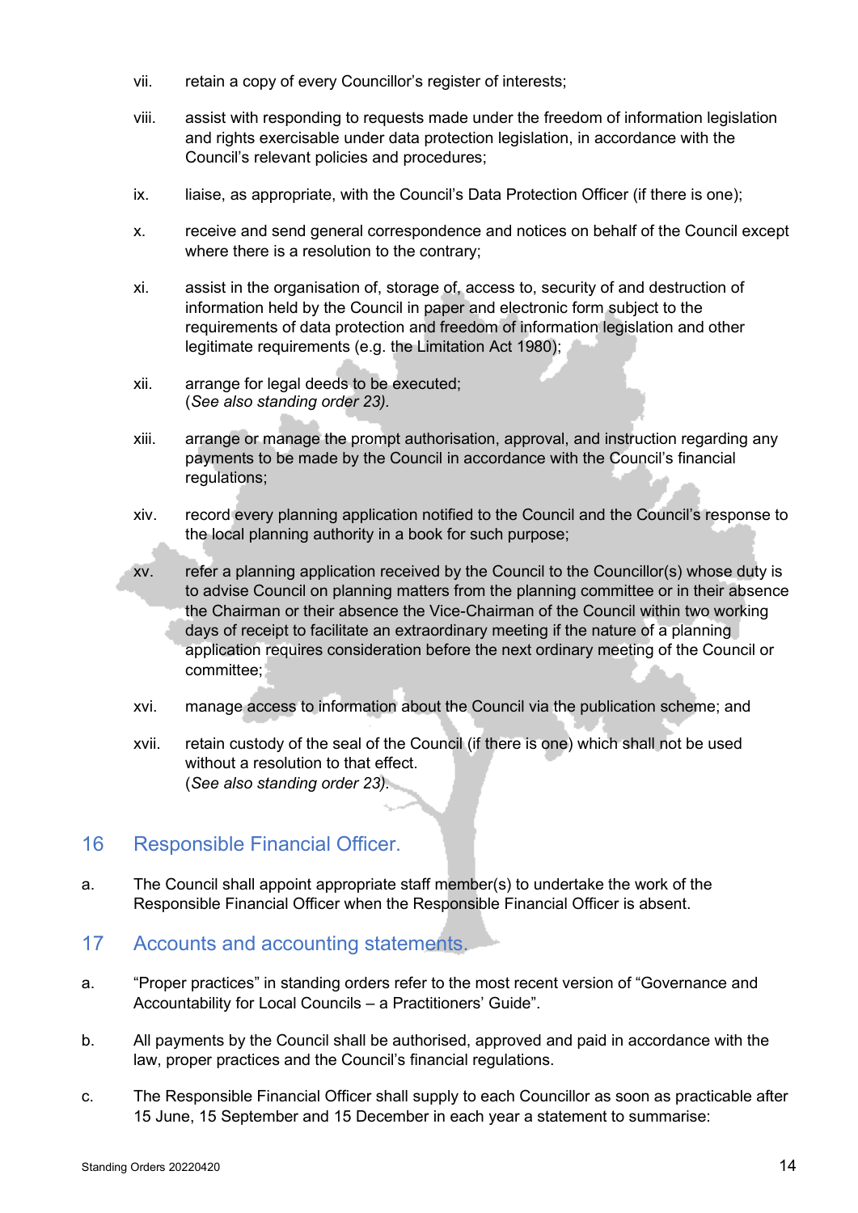vii. retain a copy of every Councillor's register of interests;

viii. assist with responding to requests made under the freedom of information legislation and rights exercisable under data protection legislation, in accordance with the Council's relevant policies and procedures;

ix. liaise, as appropriate, with the Council's Data Protection Officer (if there is one);

x. receive and send general correspondence and notices on behalf of the Council except where there is a resolution to the contrary;

xi. assist in the organisation of, storage of, access to, security of and destruction of information held by the Council in paper and electronic form subject to the requirements of data protection and freedom of information legislation and other legitimate requirements (e.g. the Limitation Act 1980);

xii. arrange for legal deeds to be executed;
(*See also standing order 23).*

xiii. arrange or manage the prompt authorisation, approval, and instruction regarding any payments to be made by the Council in accordance with the Council's financial regulations;

xiv. record every planning application notified to the Council and the Council's response to the local planning authority in a book for such purpose;

xv. refer a planning application received by the Council to the Councillor(s) whose duty is to advise Council on planning matters from the planning committee or in their absence the Chairman or their absence the Vice-Chairman of the Council within two working days of receipt to facilitate an extraordinary meeting if the nature of a planning application requires consideration before the next ordinary meeting of the Council or committee;

xvi. manage access to information about the Council via the publication scheme; and

xvii. retain custody of the seal of the Council (if there is one) which shall not be used without a resolution to that effect.
(*See also standing order 23).*

## 16 Responsible Financial Officer.

a. The Council shall appoint appropriate staff member(s) to undertake the work of the Responsible Financial Officer when the Responsible Financial Officer is absent.

## 17 Accounts and accounting statements.

a. "Proper practices" in standing orders refer to the most recent version of "Governance and Accountability for Local Councils – a Practitioners' Guide".

b. All payments by the Council shall be authorised, approved and paid in accordance with the law, proper practices and the Council's financial regulations.

c. The Responsible Financial Officer shall supply to each Councillor as soon as practicable after 15 June, 15 September and 15 December in each year a statement to summarise: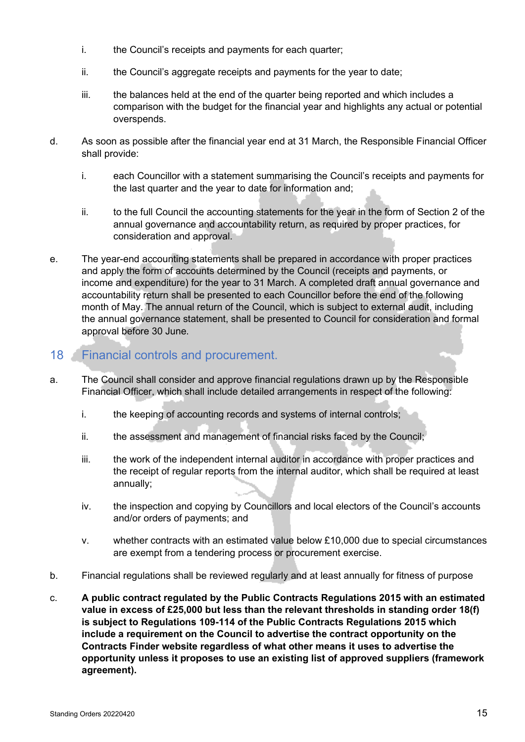i. the Council's receipts and payments for each quarter;

ii. the Council's aggregate receipts and payments for the year to date;

iii. the balances held at the end of the quarter being reported and which includes a comparison with the budget for the financial year and highlights any actual or potential overspends.

d. As soon as possible after the financial year end at 31 March, the Responsible Financial Officer shall provide:

i. each Councillor with a statement summarising the Council's receipts and payments for the last quarter and the year to date for information and;

ii. to the full Council the accounting statements for the year in the form of Section 2 of the annual governance and accountability return, as required by proper practices, for consideration and approval.

e. The year-end accounting statements shall be prepared in accordance with proper practices and apply the form of accounts determined by the Council (receipts and payments, or income and expenditure) for the year to 31 March. A completed draft annual governance and accountability return shall be presented to each Councillor before the end of the following month of May. The annual return of the Council, which is subject to external audit, including the annual governance statement, shall be presented to Council for consideration and formal approval before 30 June.

## 18 Financial controls and procurement.

a. The Council shall consider and approve financial regulations drawn up by the Responsible Financial Officer, which shall include detailed arrangements in respect of the following:

i. the keeping of accounting records and systems of internal controls;

ii. the assessment and management of financial risks faced by the Council;

iii. the work of the independent internal auditor in accordance with proper practices and the receipt of regular reports from the internal auditor, which shall be required at least annually;

iv. the inspection and copying by Councillors and local electors of the Council's accounts and/or orders of payments; and

v. whether contracts with an estimated value below £10,000 due to special circumstances are exempt from a tendering process or procurement exercise.

b. Financial regulations shall be reviewed regularly and at least annually for fitness of purpose

c. **A public contract regulated by the Public Contracts Regulations 2015 with an estimated value in excess of £25,000 but less than the relevant thresholds in standing order 18(f) is subject to Regulations 109-114 of the Public Contracts Regulations 2015 which include a requirement on the Council to advertise the contract opportunity on the Contracts Finder website regardless of what other means it uses to advertise the opportunity unless it proposes to use an existing list of approved suppliers (framework agreement).**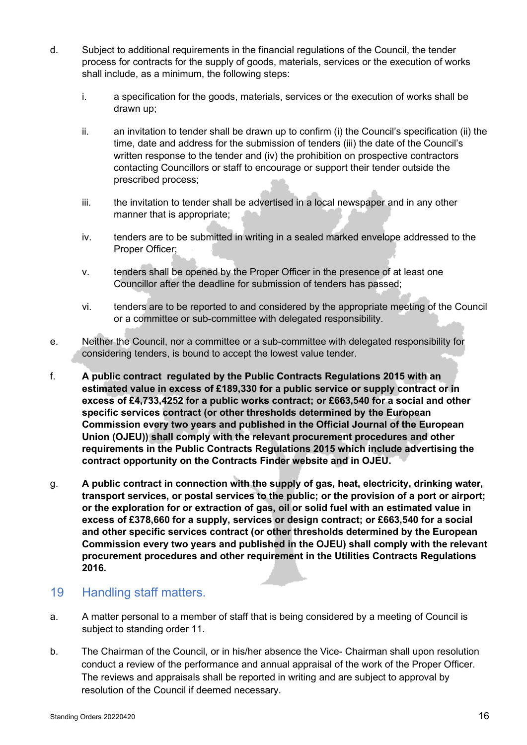d. Subject to additional requirements in the financial regulations of the Council, the tender process for contracts for the supply of goods, materials, services or the execution of works shall include, as a minimum, the following steps:

   i. a specification for the goods, materials, services or the execution of works shall be drawn up;

   ii. an invitation to tender shall be drawn up to confirm (i) the Council's specification (ii) the time, date and address for the submission of tenders (iii) the date of the Council's written response to the tender and (iv) the prohibition on prospective contractors contacting Councillors or staff to encourage or support their tender outside the prescribed process;

   iii. the invitation to tender shall be advertised in a local newspaper and in any other manner that is appropriate;

   iv. tenders are to be submitted in writing in a sealed marked envelope addressed to the Proper Officer;

   v. tenders shall be opened by the Proper Officer in the presence of at least one Councillor after the deadline for submission of tenders has passed;

   vi. tenders are to be reported to and considered by the appropriate meeting of the Council or a committee or sub-committee with delegated responsibility.

e. Neither the Council, nor a committee or a sub-committee with delegated responsibility for considering tenders, is bound to accept the lowest value tender.

f. **A public contract regulated by the Public Contracts Regulations 2015 with an estimated value in excess of £189,330 for a public service or supply contract or in excess of £4,733,4252 for a public works contract; or £663,540 for a social and other specific services contract (or other thresholds determined by the European Commission every two years and published in the Official Journal of the European Union (OJEU)) shall comply with the relevant procurement procedures and other requirements in the Public Contracts Regulations 2015 which include advertising the contract opportunity on the Contracts Finder website and in OJEU.**

g. **A public contract in connection with the supply of gas, heat, electricity, drinking water, transport services, or postal services to the public; or the provision of a port or airport; or the exploration for or extraction of gas, oil or solid fuel with an estimated value in excess of £378,660 for a supply, services or design contract; or £663,540 for a social and other specific services contract (or other thresholds determined by the European Commission every two years and published in the OJEU) shall comply with the relevant procurement procedures and other requirement in the Utilities Contracts Regulations 2016.**

## 19 Handling staff matters.

a. A matter personal to a member of staff that is being considered by a meeting of Council is subject to standing order 11.

b. The Chairman of the Council, or in his/her absence the Vice- Chairman shall upon resolution conduct a review of the performance and annual appraisal of the work of the Proper Officer. The reviews and appraisals shall be reported in writing and are subject to approval by resolution of the Council if deemed necessary.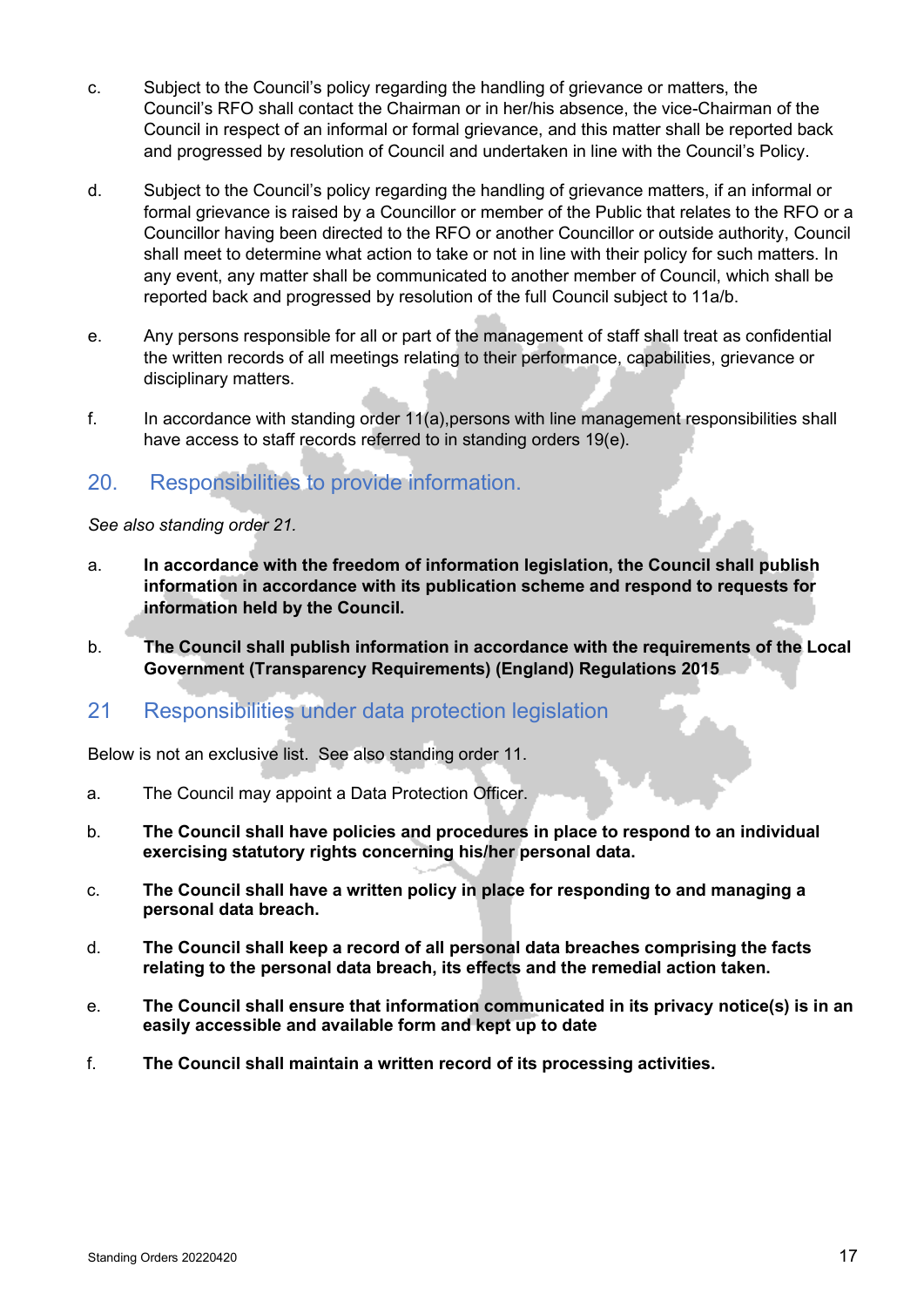c. Subject to the Council's policy regarding the handling of grievance or matters, the Council's RFO shall contact the Chairman or in her/his absence, the vice-Chairman of the Council in respect of an informal or formal grievance, and this matter shall be reported back and progressed by resolution of Council and undertaken in line with the Council's Policy.

d. Subject to the Council's policy regarding the handling of grievance matters, if an informal or formal grievance is raised by a Councillor or member of the Public that relates to the RFO or a Councillor having been directed to the RFO or another Councillor or outside authority, Council shall meet to determine what action to take or not in line with their policy for such matters. In any event, any matter shall be communicated to another member of Council, which shall be reported back and progressed by resolution of the full Council subject to 11a/b.

e. Any persons responsible for all or part of the management of staff shall treat as confidential the written records of all meetings relating to their performance, capabilities, grievance or disciplinary matters.

f. In accordance with standing order 11(a),persons with line management responsibilities shall have access to staff records referred to in standing orders 19(e).

## 20. Responsibilities to provide information.

*See also standing order 21.*

a. **In accordance with the freedom of information legislation, the Council shall publish information in accordance with its publication scheme and respond to requests for information held by the Council.**

b. **The Council shall publish information in accordance with the requirements of the Local Government (Transparency Requirements) (England) Regulations 2015**

## 21 Responsibilities under data protection legislation

Below is not an exclusive list. See also standing order 11.

a. The Council may appoint a Data Protection Officer.

b. **The Council shall have policies and procedures in place to respond to an individual exercising statutory rights concerning his/her personal data.**

c. **The Council shall have a written policy in place for responding to and managing a personal data breach.**

d. **The Council shall keep a record of all personal data breaches comprising the facts relating to the personal data breach, its effects and the remedial action taken.**

e. **The Council shall ensure that information communicated in its privacy notice(s) is in an easily accessible and available form and kept up to date**

f. **The Council shall maintain a written record of its processing activities.**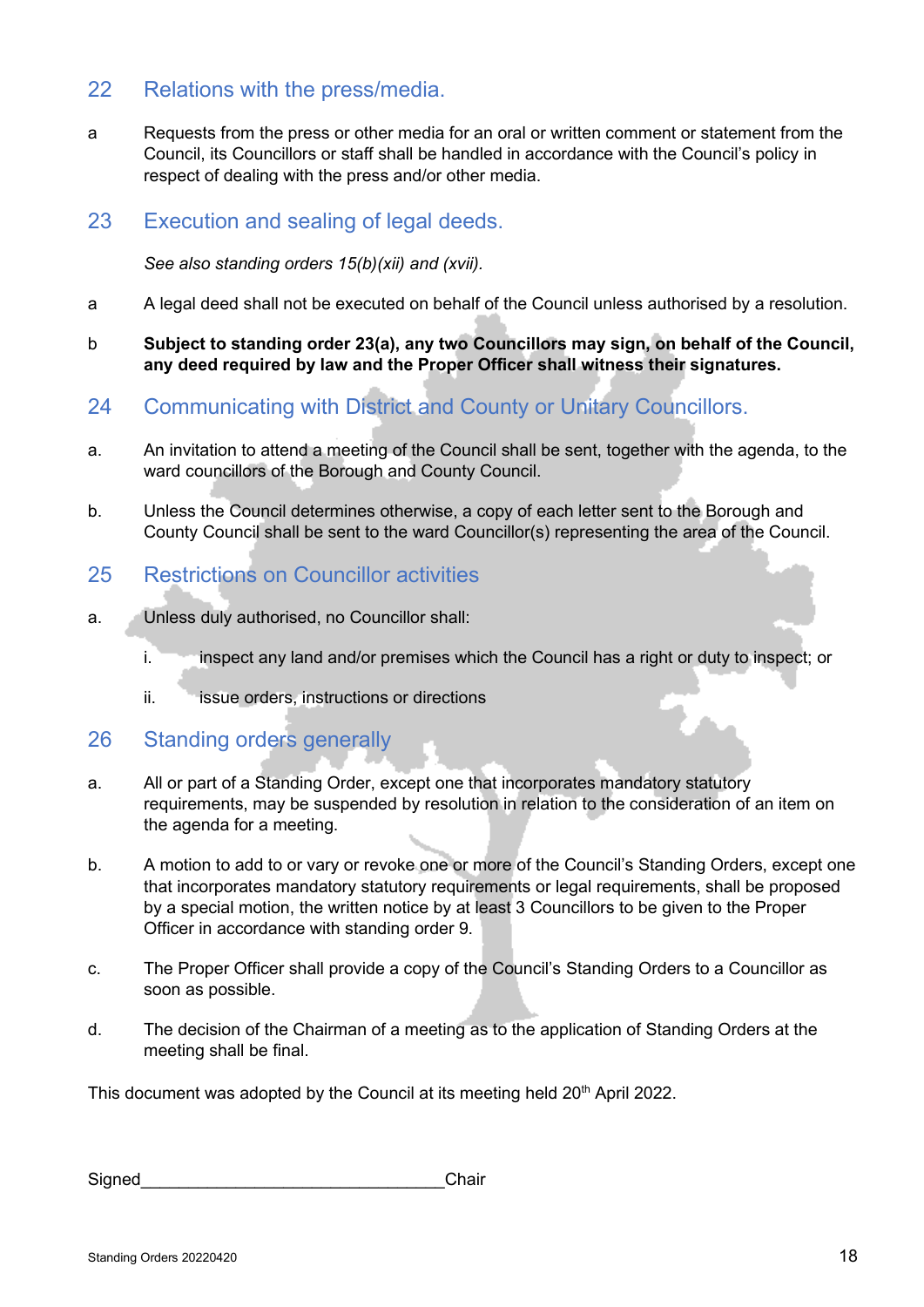## 22 Relations with the press/media.

a Requests from the press or other media for an oral or written comment or statement from the Council, its Councillors or staff shall be handled in accordance with the Council's policy in respect of dealing with the press and/or other media.

## 23 Execution and sealing of legal deeds.

*See also standing orders 15(b)(xii) and (xvii).*

a A legal deed shall not be executed on behalf of the Council unless authorised by a resolution.

b **Subject to standing order 23(a), any two Councillors may sign, on behalf of the Council, any deed required by law and the Proper Officer shall witness their signatures.**

## 24 Communicating with District and County or Unitary Councillors.

a. An invitation to attend a meeting of the Council shall be sent, together with the agenda, to the ward councillors of the Borough and County Council.

b. Unless the Council determines otherwise, a copy of each letter sent to the Borough and County Council shall be sent to the ward Councillor(s) representing the area of the Council.

## 25 Restrictions on Councillor activities

a. Unless duly authorised, no Councillor shall:

i. inspect any land and/or premises which the Council has a right or duty to inspect; or

ii. issue orders, instructions or directions

## 26 Standing orders generally

a. All or part of a Standing Order, except one that incorporates mandatory statutory requirements, may be suspended by resolution in relation to the consideration of an item on the agenda for a meeting.

b. A motion to add to or vary or revoke one or more of the Council's Standing Orders, except one that incorporates mandatory statutory requirements or legal requirements, shall be proposed by a special motion, the written notice by at least 3 Councillors to be given to the Proper Officer in accordance with standing order 9.

c. The Proper Officer shall provide a copy of the Council's Standing Orders to a Councillor as soon as possible.

d. The decision of the Chairman of a meeting as to the application of Standing Orders at the meeting shall be final.

This document was adopted by the Council at its meeting held 20th April 2022.

Signed________________________________Chair